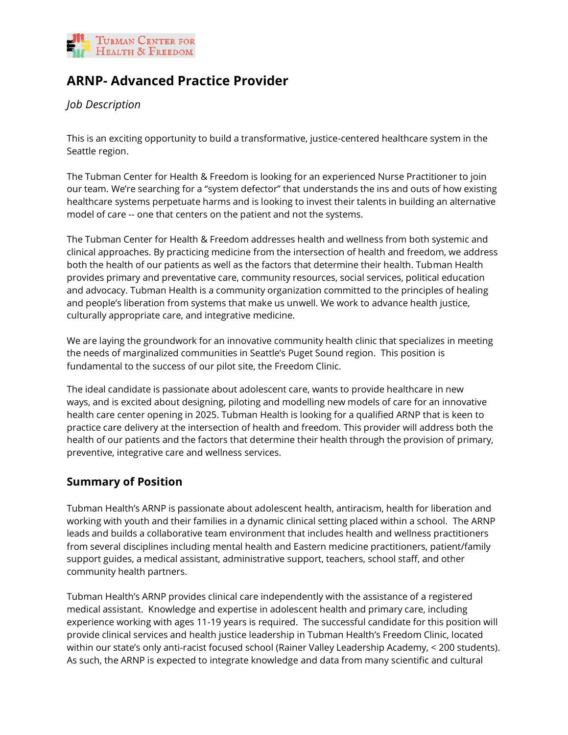# ARNP- Advanced Practice Provider

*Job Description*

This is an exciting opportunity to build a transformative, justice-centered healthcare system in the Seattle region.

The Tubman Center for Health & Freedom is looking for an experienced Nurse Practitioner to join our team. We're searching for a "system defector" that understands the ins and outs of how existing healthcare systems perpetuate harms and is looking to invest their talents in building an alternative model of care -- one that centers on the patient and not the systems.

The Tubman Center for Health & Freedom addresses health and wellness from both systemic and clinical approaches. By practicing medicine from the intersection of health and freedom, we address both the health of our patients as well as the factors that determine their health. Tubman Health provides primary and preventative care, community resources, social services, political education and advocacy. Tubman Health is a community organization committed to the principles of healing and people's liberation from systems that make us unwell. We work to advance health justice, culturally appropriate care, and integrative medicine.

We are laying the groundwork for an innovative community health clinic that specializes in meeting the needs of marginalized communities in Seattle's Puget Sound region. This position is fundamental to the success of our pilot site, the Freedom Clinic.

The ideal candidate is passionate about adolescent care, wants to provide healthcare in new ways, and is excited about designing, piloting and modelling new models of care for an innovative health care center opening in 2025. Tubman Health is looking for a qualified ARNP that is keen to practice care delivery at the intersection of health and freedom. This provider will address both the health of our patients and the factors that determine their health through the provision of primary, preventive, integrative care and wellness services.

## Summary of Position

Tubman Health's ARNP is passionate about adolescent health, antiracism, health for liberation and working with youth and their families in a dynamic clinical setting placed within a school. The ARNP leads and builds a collaborative team environment that includes health and wellness practitioners from several disciplines including mental health and Eastern medicine practitioners, patient/family support guides, a medical assistant, administrative support, teachers, school staff, and other community health partners.

Tubman Health's ARNP provides clinical care independently with the assistance of a registered medical assistant. Knowledge and expertise in adolescent health and primary care, including experience working with ages 11-19 years is required. The successful candidate for this position will provide clinical services and health justice leadership in Tubman Health's Freedom Clinic, located within our state's only anti-racist focused school (Rainer Valley Leadership Academy, < 200 students). As such, the ARNP is expected to integrate knowledge and data from many scientific and cultural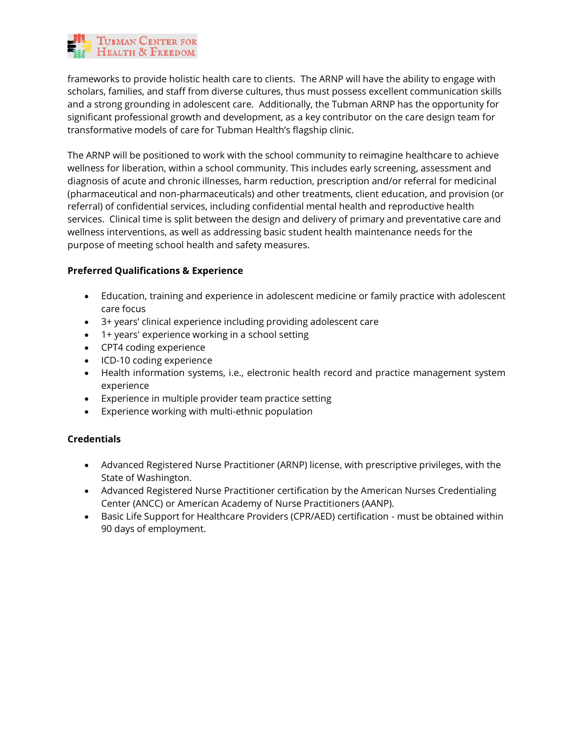frameworks to provide holistic health care to clients. The ARNP will have the ability to engage with scholars, families, and staff from diverse cultures, thus must possess excellent communication skills and a strong grounding in adolescent care. Additionally, the Tubman ARNP has the opportunity for significant professional growth and development, as a key contributor on the care design team for transformative models of care for Tubman Health's flagship clinic.

The ARNP will be positioned to work with the school community to reimagine healthcare to achieve wellness for liberation, within a school community. This includes early screening, assessment and diagnosis of acute and chronic illnesses, harm reduction, prescription and/or referral for medicinal (pharmaceutical and non-pharmaceuticals) and other treatments, client education, and provision (or referral) of confidential services, including confidential mental health and reproductive health services. Clinical time is split between the design and delivery of primary and preventative care and wellness interventions, as well as addressing basic student health maintenance needs for the purpose of meeting school health and safety measures.

**Preferred Qualifications & Experience**

- Education, training and experience in adolescent medicine or family practice with adolescent care focus
- 3+ years' clinical experience including providing adolescent care
- 1+ years' experience working in a school setting
- CPT4 coding experience
- ICD-10 coding experience
- Health information systems, i.e., electronic health record and practice management system experience
- Experience in multiple provider team practice setting
- Experience working with multi-ethnic population

**Credentials**

- Advanced Registered Nurse Practitioner (ARNP) license, with prescriptive privileges, with the State of Washington.
- Advanced Registered Nurse Practitioner certification by the American Nurses Credentialing Center (ANCC) or American Academy of Nurse Practitioners (AANP).
- Basic Life Support for Healthcare Providers (CPR/AED) certification - must be obtained within 90 days of employment.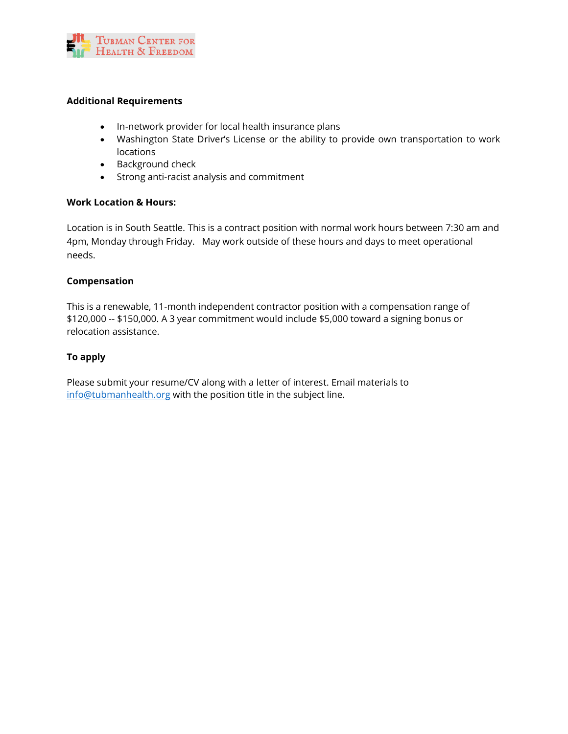**Additional Requirements**

- In-network provider for local health insurance plans
- Washington State Driver's License or the ability to provide own transportation to work locations
- Background check
- Strong anti-racist analysis and commitment

**Work Location & Hours:**

Location is in South Seattle. This is a contract position with normal work hours between 7:30 am and 4pm, Monday through Friday. May work outside of these hours and days to meet operational needs.

**Compensation**

This is a renewable, 11-month independent contractor position with a compensation range of $120,000 -- $150,000. A 3 year commitment would include $5,000 toward a signing bonus or relocation assistance.

**To apply**

Please submit your resume/CV along with a letter of interest. Email materials to info@tubmanhealth.org with the position title in the subject line.